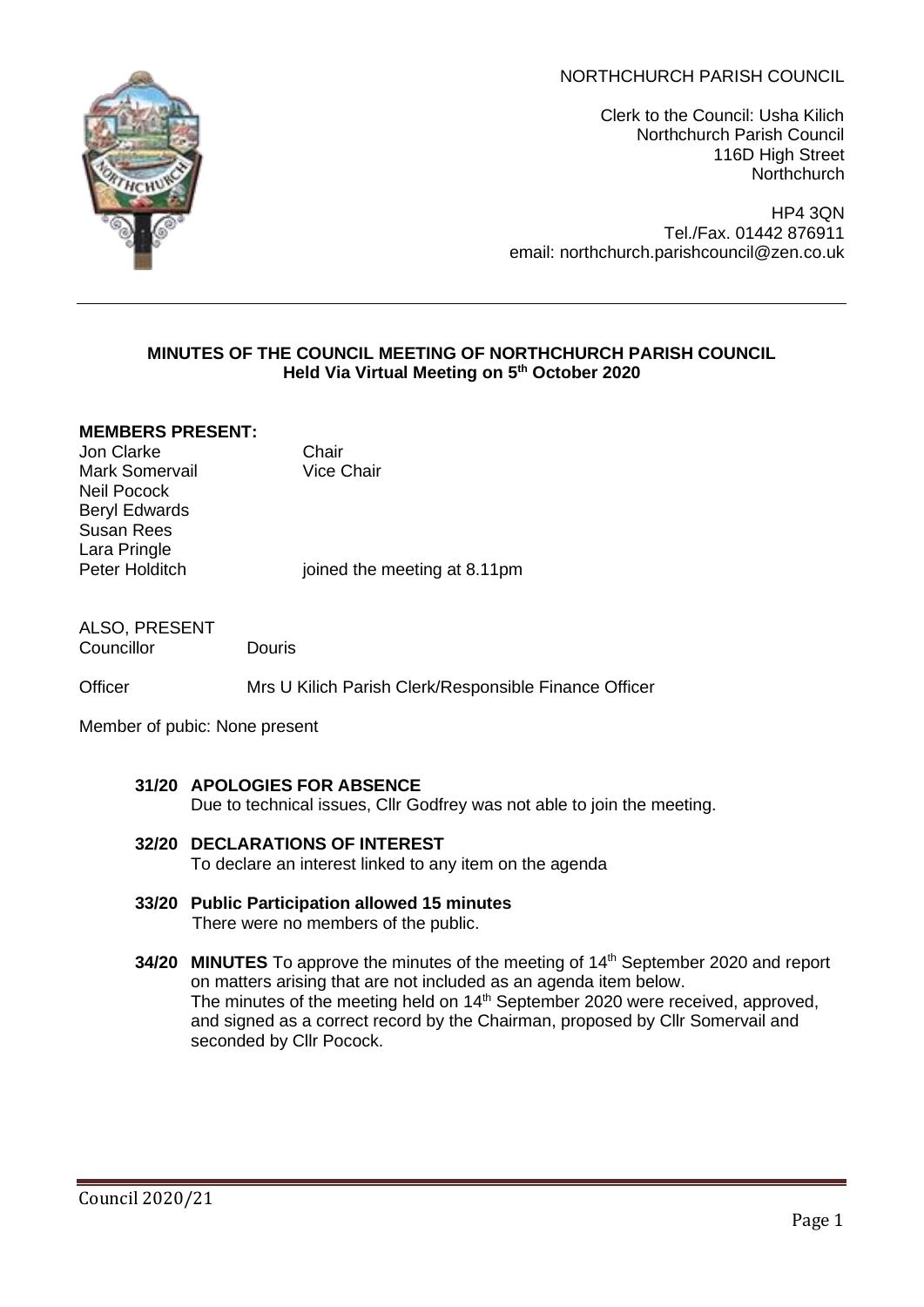NORTHCHURCH PARISH COUNCIL

Clerk to the Council: Usha Kilich
Northchurch Parish Council
116D High Street
Northchurch

HP4 3QN
Tel./Fax. 01442 876911
email: northchurch.parishcouncil@zen.co.uk

---

**MINUTES OF THE COUNCIL MEETING OF NORTHCHURCH PARISH COUNCIL**
**Held Via Virtual Meeting on 5th October 2020**

**MEMBERS PRESENT:**

| | |
|---|---|
| Jon Clarke | Chair |
| Mark Somervail | Vice Chair |
| Neil Pocock | |
| Beryl Edwards | |
| Susan Rees | |
| Lara Pringle | |
| Peter Holditch | joined the meeting at 8.11pm |

ALSO, PRESENT
Councillor Douris

Officer Mrs U Kilich Parish Clerk/Responsible Finance Officer

Member of pubic: None present

**31/20 APOLOGIES FOR ABSENCE**
Due to technical issues, Cllr Godfrey was not able to join the meeting.

**32/20 DECLARATIONS OF INTEREST**
To declare an interest linked to any item on the agenda

**33/20 Public Participation allowed 15 minutes**
There were no members of the public.

**34/20 MINUTES** To approve the minutes of the meeting of 14th September 2020 and report on matters arising that are not included as an agenda item below.
The minutes of the meeting held on 14th September 2020 were received, approved, and signed as a correct record by the Chairman, proposed by Cllr Somervail and seconded by Cllr Pocock.

Council 2020/21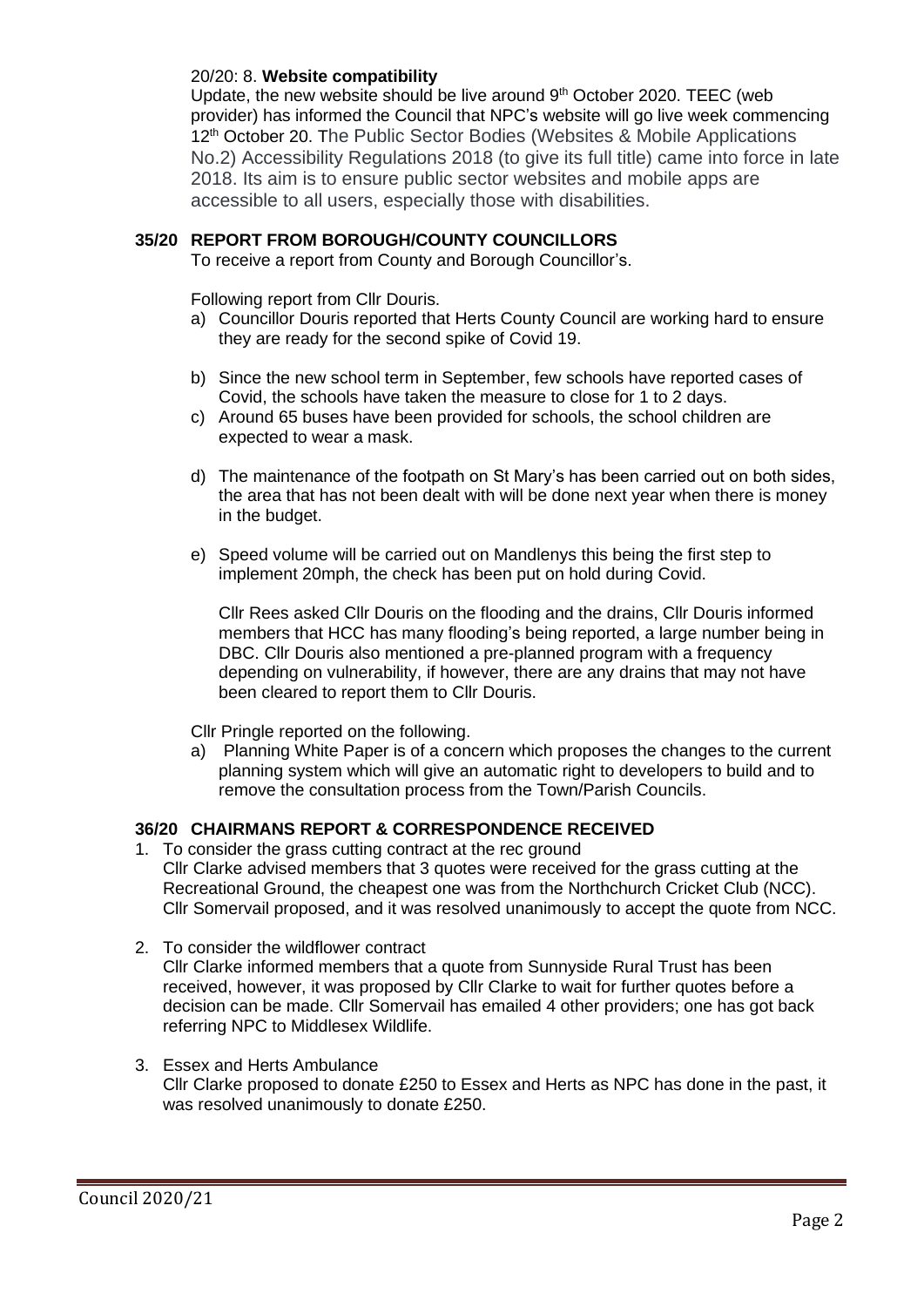20/20: 8. **Website compatibility**

Update, the new website should be live around 9th October 2020. TEEC (web provider) has informed the Council that NPC's website will go live week commencing 12th October 20. The Public Sector Bodies (Websites & Mobile Applications No.2) Accessibility Regulations 2018 (to give its full title) came into force in late 2018. Its aim is to ensure public sector websites and mobile apps are accessible to all users, especially those with disabilities.

**35/20 REPORT FROM BOROUGH/COUNTY COUNCILLORS**

To receive a report from County and Borough Councillor's.

Following report from Cllr Douris.

a) Councillor Douris reported that Herts County Council are working hard to ensure they are ready for the second spike of Covid 19.

b) Since the new school term in September, few schools have reported cases of Covid, the schools have taken the measure to close for 1 to 2 days.

c) Around 65 buses have been provided for schools, the school children are expected to wear a mask.

d) The maintenance of the footpath on St Mary's has been carried out on both sides, the area that has not been dealt with will be done next year when there is money in the budget.

e) Speed volume will be carried out on Mandlenys this being the first step to implement 20mph, the check has been put on hold during Covid.

Cllr Rees asked Cllr Douris on the flooding and the drains, Cllr Douris informed members that HCC has many flooding's being reported, a large number being in DBC. Cllr Douris also mentioned a pre-planned program with a frequency depending on vulnerability, if however, there are any drains that may not have been cleared to report them to Cllr Douris.

Cllr Pringle reported on the following.

a) Planning White Paper is of a concern which proposes the changes to the current planning system which will give an automatic right to developers to build and to remove the consultation process from the Town/Parish Councils.

**36/20 CHAIRMANS REPORT & CORRESPONDENCE RECEIVED**

1. To consider the grass cutting contract at the rec ground
   Cllr Clarke advised members that 3 quotes were received for the grass cutting at the Recreational Ground, the cheapest one was from the Northchurch Cricket Club (NCC). Cllr Somervail proposed, and it was resolved unanimously to accept the quote from NCC.

2. To consider the wildflower contract
   Cllr Clarke informed members that a quote from Sunnyside Rural Trust has been received, however, it was proposed by Cllr Clarke to wait for further quotes before a decision can be made. Cllr Somervail has emailed 4 other providers; one has got back referring NPC to Middlesex Wildlife.

3. Essex and Herts Ambulance
   Cllr Clarke proposed to donate £250 to Essex and Herts as NPC has done in the past, it was resolved unanimously to donate £250.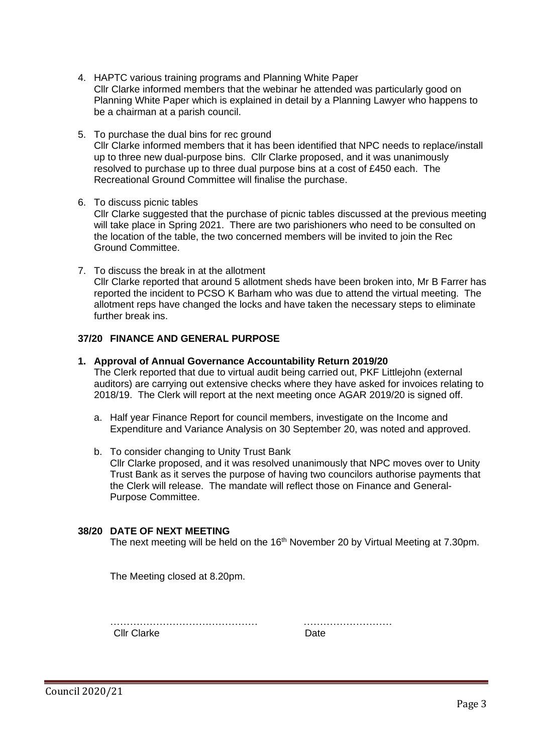4. HAPTC various training programs and Planning White Paper
   Cllr Clarke informed members that the webinar he attended was particularly good on Planning White Paper which is explained in detail by a Planning Lawyer who happens to be a chairman at a parish council.

5. To purchase the dual bins for rec ground
   Cllr Clarke informed members that it has been identified that NPC needs to replace/install up to three new dual-purpose bins. Cllr Clarke proposed, and it was unanimously resolved to purchase up to three dual purpose bins at a cost of £450 each. The Recreational Ground Committee will finalise the purchase.

6. To discuss picnic tables
   Cllr Clarke suggested that the purchase of picnic tables discussed at the previous meeting will take place in Spring 2021. There are two parishioners who need to be consulted on the location of the table, the two concerned members will be invited to join the Rec Ground Committee.

7. To discuss the break in at the allotment
   Cllr Clarke reported that around 5 allotment sheds have been broken into, Mr B Farrer has reported the incident to PCSO K Barham who was due to attend the virtual meeting. The allotment reps have changed the locks and have taken the necessary steps to eliminate further break ins.

**37/20 FINANCE AND GENERAL PURPOSE**

1. **Approval of Annual Governance Accountability Return 2019/20**
   The Clerk reported that due to virtual audit being carried out, PKF Littlejohn (external auditors) are carrying out extensive checks where they have asked for invoices relating to 2018/19. The Clerk will report at the next meeting once AGAR 2019/20 is signed off.

   a. Half year Finance Report for council members, investigate on the Income and Expenditure and Variance Analysis on 30 September 20, was noted and approved.

   b. To consider changing to Unity Trust Bank
   Cllr Clarke proposed, and it was resolved unanimously that NPC moves over to Unity Trust Bank as it serves the purpose of having two councilors authorise payments that the Clerk will release. The mandate will reflect those on Finance and General-Purpose Committee.

**38/20 DATE OF NEXT MEETING**

The next meeting will be held on the 16th November 20 by Virtual Meeting at 7.30pm.

The Meeting closed at 8.20pm.

……………………………………… ………………………
Cllr Clarke Date